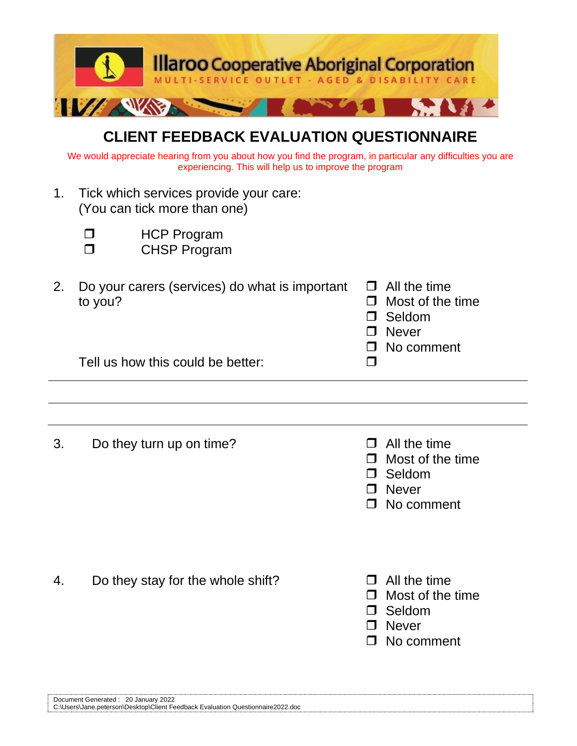Illaroo Cooperative Aboriginal Corporation

MULTI-SERVICE OUTLET - AGED & DISABILITY CARE

# CLIENT FEEDBACK EVALUATION QUESTIONNAIRE

We would appreciate hearing from you about how you find the program, in particular any difficulties you are experiencing. This will help us to improve the program

1. Tick which services provide your care:
   (You can tick more than one)

   - ❒ HCP Program
   - ❒ CHSP Program

2. Do your carers (services) do what is important to you?

   - ❒ All the time
   - ❒ Most of the time
   - ❒ Seldom
   - ❒ Never
   - ❒ No comment
   - ❒

   Tell us how this could be better:

   ______________________________________________

   ______________________________________________

   ______________________________________________

3. Do they turn up on time?

   - ❒ All the time
   - ❒ Most of the time
   - ❒ Seldom
   - ❒ Never
   - ❒ No comment

4. Do they stay for the whole shift?

   - ❒ All the time
   - ❒ Most of the time
   - ❒ Seldom
   - ❒ Never
   - ❒ No comment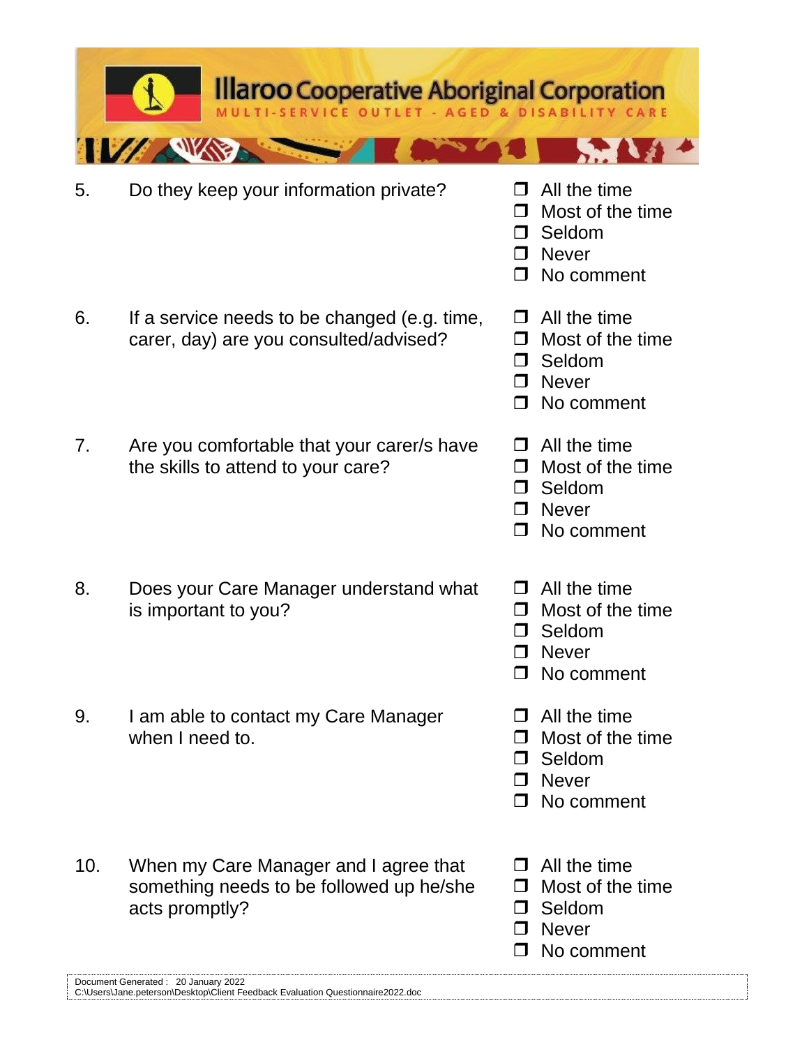# Illaroo Cooperative Aboriginal Corporation

MULTI-SERVICE OUTLET - AGED & DISABILITY CARE

5. Do they keep your information private?
   - ❒ All the time
   - ❒ Most of the time
   - ❒ Seldom
   - ❒ Never
   - ❒ No comment

6. If a service needs to be changed (e.g. time, carer, day) are you consulted/advised?
   - ❒ All the time
   - ❒ Most of the time
   - ❒ Seldom
   - ❒ Never
   - ❒ No comment

7. Are you comfortable that your carer/s have the skills to attend to your care?
   - ❒ All the time
   - ❒ Most of the time
   - ❒ Seldom
   - ❒ Never
   - ❒ No comment

8. Does your Care Manager understand what is important to you?
   - ❒ All the time
   - ❒ Most of the time
   - ❒ Seldom
   - ❒ Never
   - ❒ No comment

9. I am able to contact my Care Manager when I need to.
   - ❒ All the time
   - ❒ Most of the time
   - ❒ Seldom
   - ❒ Never
   - ❒ No comment

10. When my Care Manager and I agree that something needs to be followed up he/she acts promptly?
    - ❒ All the time
    - ❒ Most of the time
    - ❒ Seldom
    - ❒ Never
    - ❒ No comment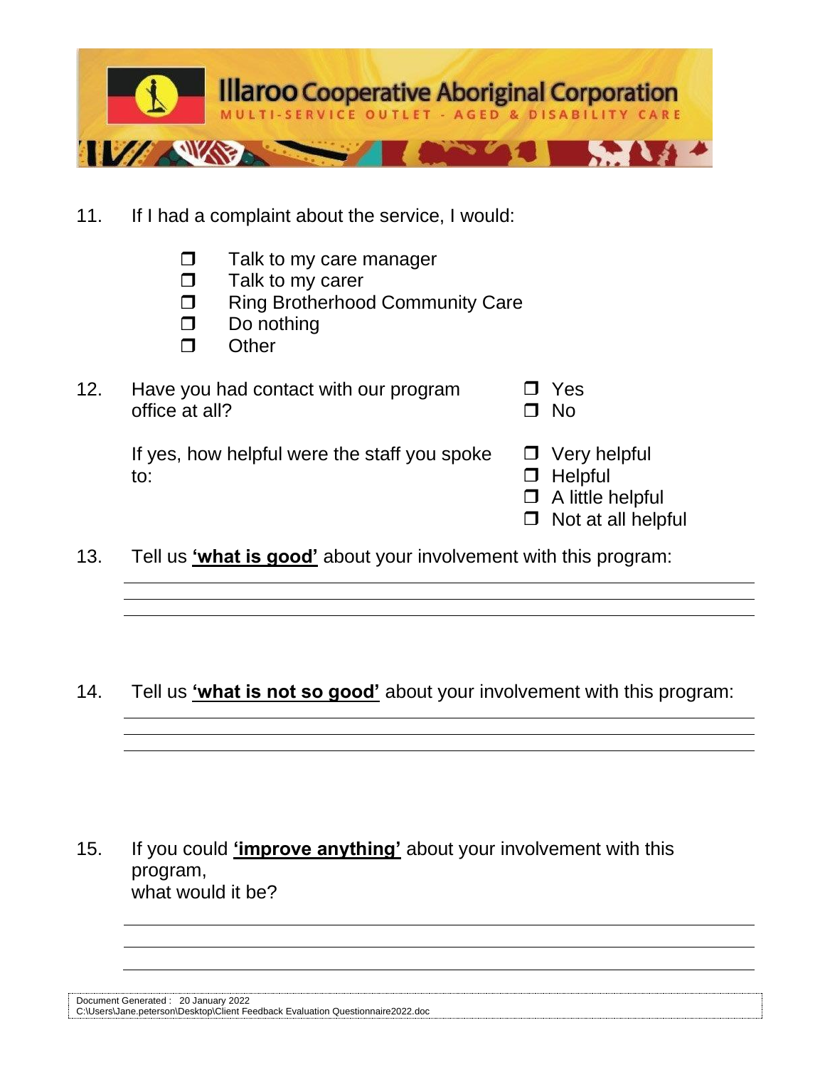# Illaroo Cooperative Aboriginal Corporation

MULTI-SERVICE OUTLET - AGED & DISABILITY CARE

11. If I had a complaint about the service, I would:

    - ❒ Talk to my care manager
    - ❒ Talk to my carer
    - ❒ Ring Brotherhood Community Care
    - ❒ Do nothing
    - ❒ Other

12. Have you had contact with our program office at all?

    - ❒ Yes
    - ❒ No

    If yes, how helpful were the staff you spoke to:

    - ❒ Very helpful
    - ❒ Helpful
    - ❒ A little helpful
    - ❒ Not at all helpful

13. Tell us **<u>'what is good'</u>** about your involvement with this program:

    ______________________________________________________________________

    ______________________________________________________________________

    ______________________________________________________________________

14. Tell us **<u>'what is not so good'</u>** about your involvement with this program:

    ______________________________________________________________________

    ______________________________________________________________________

    ______________________________________________________________________

15. If you could **<u>'improve anything'</u>** about your involvement with this program,
    what would it be?

    ______________________________________________________________________

    ______________________________________________________________________

    ______________________________________________________________________

Document Generated : 20 January 2022
C:\Users\Jane.peterson\Desktop\Client Feedback Evaluation Questionnaire2022.doc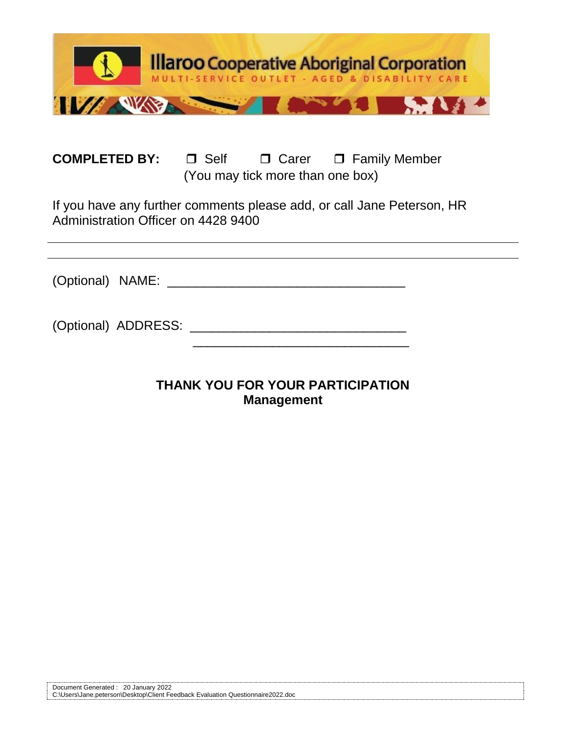Illaroo Cooperative Aboriginal Corporation
MULTI-SERVICE OUTLET - AGED & DISABILITY CARE

**COMPLETED BY:** ❒ Self ❒ Carer ❒ Family Member
(You may tick more than one box)

If you have any further comments please add, or call Jane Peterson, HR Administration Officer on 4428 9400

---

---

(Optional) NAME: ________________________________

(Optional) ADDRESS: ______________________________
______________________________

**THANK YOU FOR YOUR PARTICIPATION**
**Management**

Document Generated : 20 January 2022
C:\Users\Jane.peterson\Desktop\Client Feedback Evaluation Questionnaire2022.doc